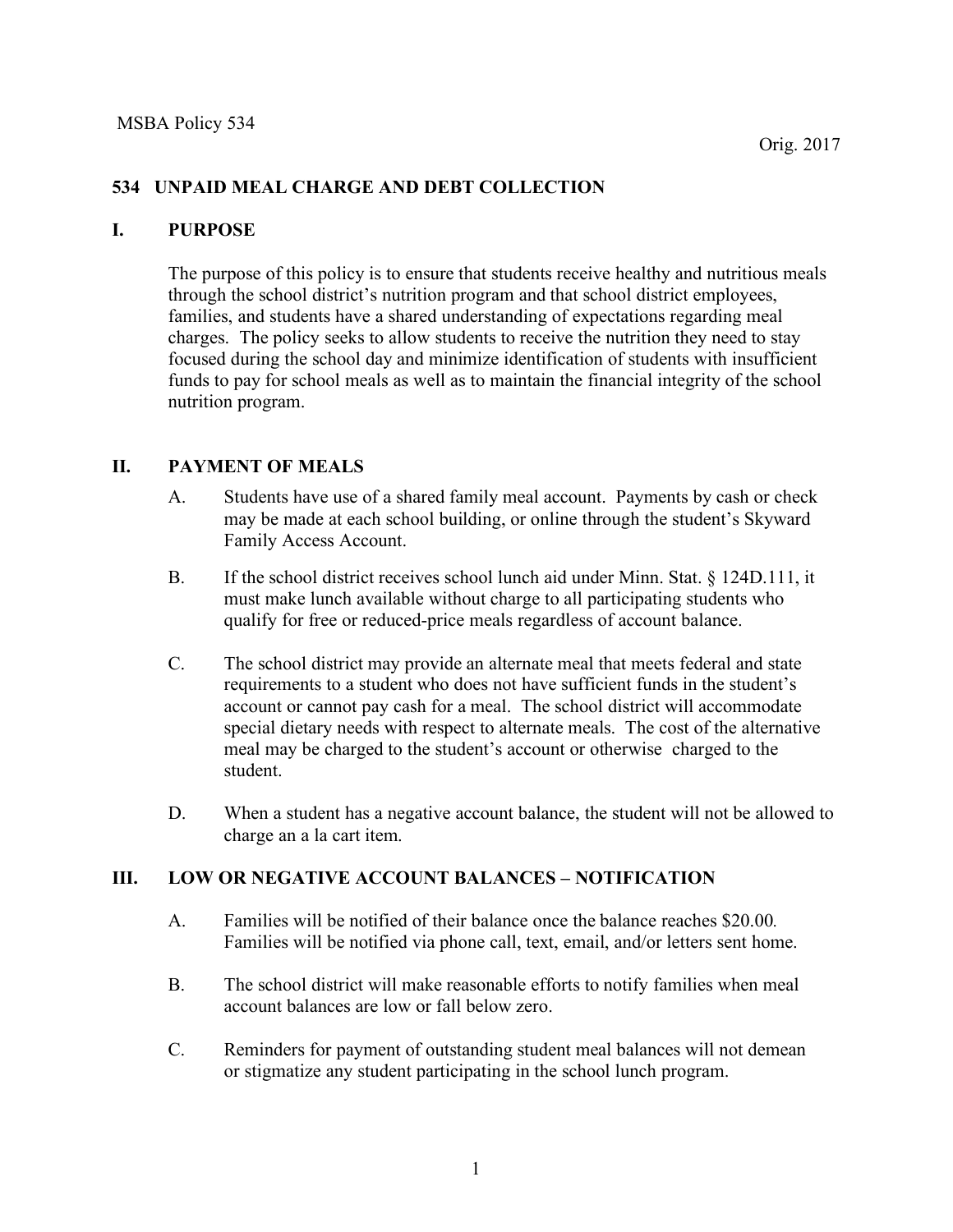MSBA Policy 534

Orig. 2017

# 534 UNPAID MEAL CHARGE AND DEBT COLLECTION

## I. PURPOSE

The purpose of this policy is to ensure that students receive healthy and nutritious meals through the school district's nutrition program and that school district employees, families, and students have a shared understanding of expectations regarding meal charges. The policy seeks to allow students to receive the nutrition they need to stay focused during the school day and minimize identification of students with insufficient funds to pay for school meals as well as to maintain the financial integrity of the school nutrition program.

## II. PAYMENT OF MEALS

A. Students have use of a shared family meal account. Payments by cash or check may be made at each school building, or online through the student's Skyward Family Access Account.

B. If the school district receives school lunch aid under Minn. Stat. § 124D.111, it must make lunch available without charge to all participating students who qualify for free or reduced-price meals regardless of account balance.

C. The school district may provide an alternate meal that meets federal and state requirements to a student who does not have sufficient funds in the student's account or cannot pay cash for a meal. The school district will accommodate special dietary needs with respect to alternate meals. The cost of the alternative meal may be charged to the student's account or otherwise charged to the student.

D. When a student has a negative account balance, the student will not be allowed to charge an a la cart item.

## III. LOW OR NEGATIVE ACCOUNT BALANCES – NOTIFICATION

A. Families will be notified of their balance once the balance reaches $20.00. Families will be notified via phone call, text, email, and/or letters sent home.

B. The school district will make reasonable efforts to notify families when meal account balances are low or fall below zero.

C. Reminders for payment of outstanding student meal balances will not demean or stigmatize any student participating in the school lunch program.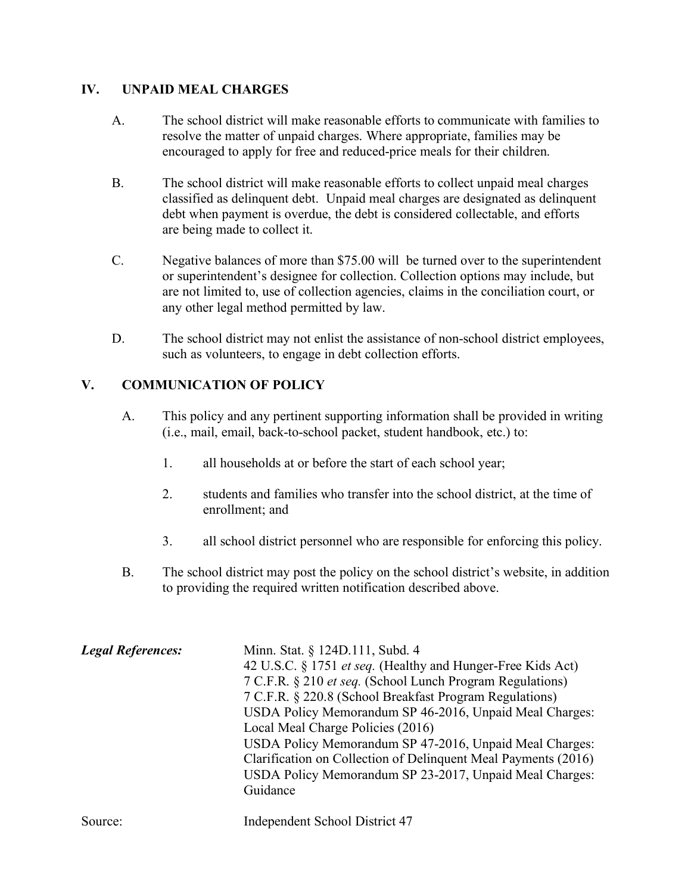## IV. UNPAID MEAL CHARGES

A. The school district will make reasonable efforts to communicate with families to resolve the matter of unpaid charges. Where appropriate, families may be encouraged to apply for free and reduced-price meals for their children.

B. The school district will make reasonable efforts to collect unpaid meal charges classified as delinquent debt. Unpaid meal charges are designated as delinquent debt when payment is overdue, the debt is considered collectable, and efforts are being made to collect it.

C. Negative balances of more than $75.00 will be turned over to the superintendent or superintendent's designee for collection. Collection options may include, but are not limited to, use of collection agencies, claims in the conciliation court, or any other legal method permitted by law.

D. The school district may not enlist the assistance of non-school district employees, such as volunteers, to engage in debt collection efforts.

## V. COMMUNICATION OF POLICY

A. This policy and any pertinent supporting information shall be provided in writing (i.e., mail, email, back-to-school packet, student handbook, etc.) to:

1. all households at or before the start of each school year;

2. students and families who transfer into the school district, at the time of enrollment; and

3. all school district personnel who are responsible for enforcing this policy.

B. The school district may post the policy on the school district's website, in addition to providing the required written notification described above.

***Legal References:***

Minn. Stat. § 124D.111, Subd. 4
42 U.S.C. § 1751 *et seq.* (Healthy and Hunger-Free Kids Act)
7 C.F.R. § 210 *et seq.* (School Lunch Program Regulations)
7 C.F.R. § 220.8 (School Breakfast Program Regulations)
USDA Policy Memorandum SP 46-2016, Unpaid Meal Charges: Local Meal Charge Policies (2016)
USDA Policy Memorandum SP 47-2016, Unpaid Meal Charges: Clarification on Collection of Delinquent Meal Payments (2016)
USDA Policy Memorandum SP 23-2017, Unpaid Meal Charges: Guidance

Source: Independent School District 47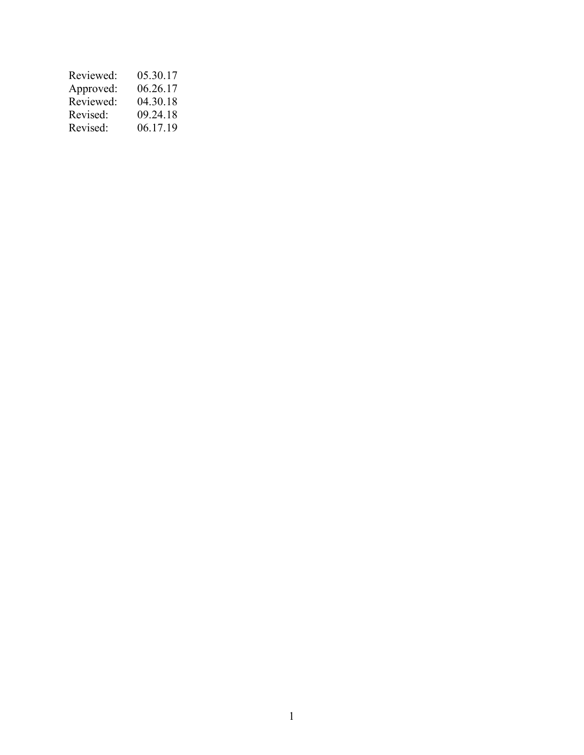| | |
|---|---|
| Reviewed: | 05.30.17 |
| Approved: | 06.26.17 |
| Reviewed: | 04.30.18 |
| Revised: | 09.24.18 |
| Revised: | 06.17.19 |